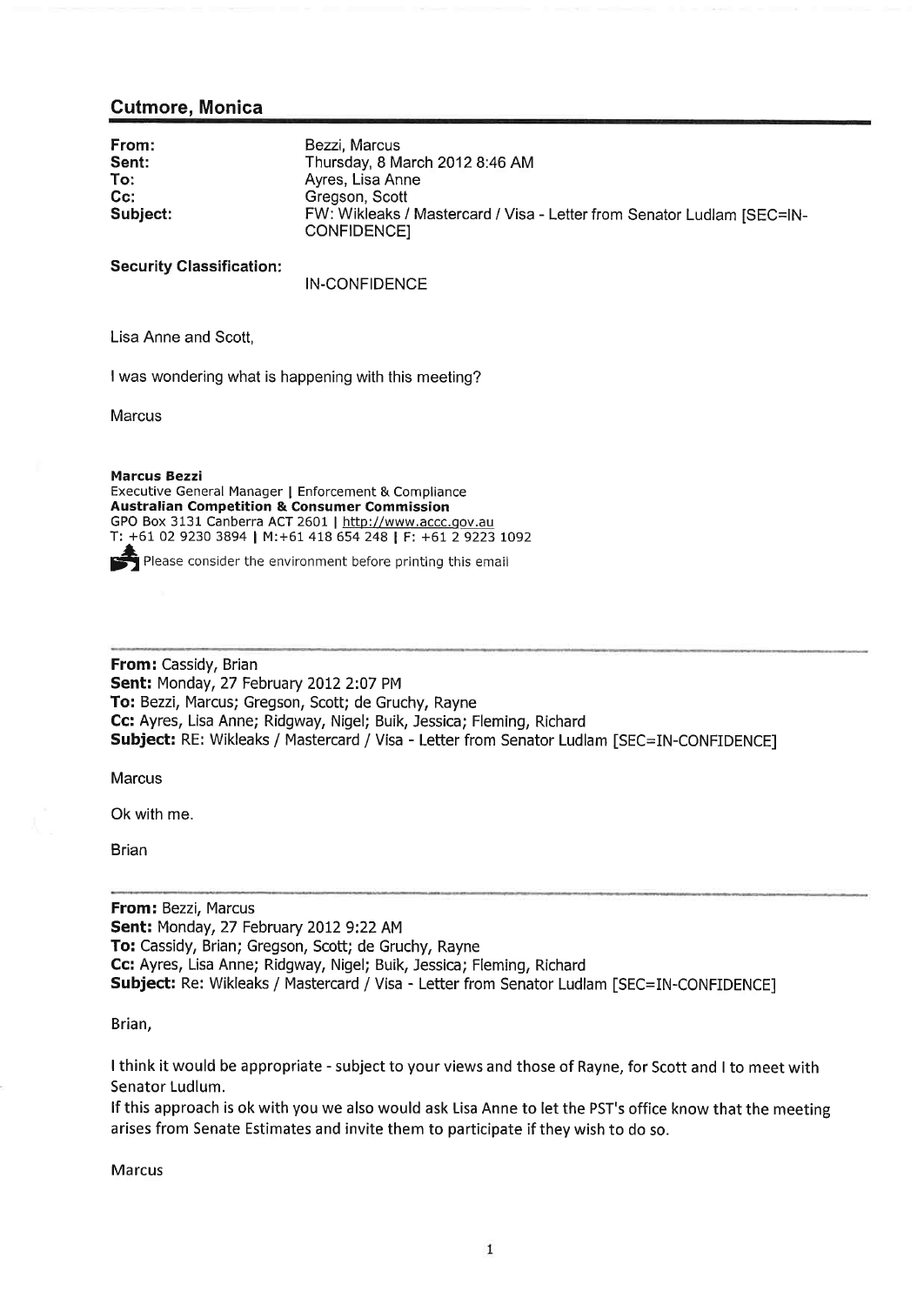## Cutmore, Monica

| | |
|---|---|
| **From:** | Bezzi, Marcus |
| **Sent:** | Thursday, 8 March 2012 8:46 AM |
| **To:** | Ayres, Lisa Anne |
| **Cc:** | Gregson, Scott |
| **Subject:** | FW: Wikleaks / Mastercard / Visa - Letter from Senator Ludlam [SEC=IN-CONFIDENCE] |

**Security Classification:** IN-CONFIDENCE

Lisa Anne and Scott,

I was wondering what is happening with this meeting?

Marcus

**Marcus Bezzi**
Executive General Manager | Enforcement & Compliance
**Australian Competition & Consumer Commission**
GPO Box 3131 Canberra ACT 2601 | http://www.accc.gov.au
T: +61 02 9230 3894 | M:+61 418 654 248 | F: +61 2 9223 1092

Please consider the environment before printing this email

---

**From:** Cassidy, Brian
**Sent:** Monday, 27 February 2012 2:07 PM
**To:** Bezzi, Marcus; Gregson, Scott; de Gruchy, Rayne
**Cc:** Ayres, Lisa Anne; Ridgway, Nigel; Buik, Jessica; Fleming, Richard
**Subject:** RE: Wikleaks / Mastercard / Visa - Letter from Senator Ludlam [SEC=IN-CONFIDENCE]

Marcus

Ok with me.

Brian

---

**From:** Bezzi, Marcus
**Sent:** Monday, 27 February 2012 9:22 AM
**To:** Cassidy, Brian; Gregson, Scott; de Gruchy, Rayne
**Cc:** Ayres, Lisa Anne; Ridgway, Nigel; Buik, Jessica; Fleming, Richard
**Subject:** Re: Wikleaks / Mastercard / Visa - Letter from Senator Ludlam [SEC=IN-CONFIDENCE]

Brian,

I think it would be appropriate - subject to your views and those of Rayne, for Scott and I to meet with Senator Ludlum.
If this approach is ok with you we also would ask Lisa Anne to let the PST's office know that the meeting arises from Senate Estimates and invite them to participate if they wish to do so.

Marcus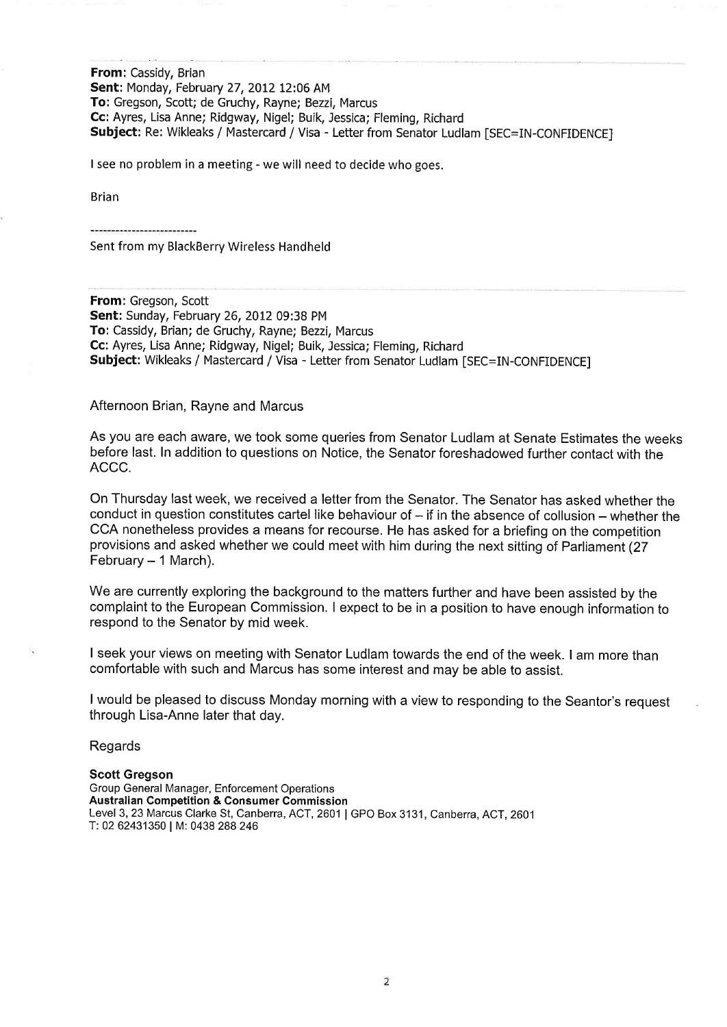**From:** Cassidy, Brian
**Sent:** Monday, February 27, 2012 12:06 AM
**To:** Gregson, Scott; de Gruchy, Rayne; Bezzi, Marcus
**Cc:** Ayres, Lisa Anne; Ridgway, Nigel; Buik, Jessica; Fleming, Richard
**Subject:** Re: Wikleaks / Mastercard / Visa - Letter from Senator Ludlam [SEC=IN-CONFIDENCE]

I see no problem in a meeting - we will need to decide who goes.

Brian

--------------------------

Sent from my BlackBerry Wireless Handheld

**From:** Gregson, Scott
**Sent:** Sunday, February 26, 2012 09:38 PM
**To:** Cassidy, Brian; de Gruchy, Rayne; Bezzi, Marcus
**Cc:** Ayres, Lisa Anne; Ridgway, Nigel; Buik, Jessica; Fleming, Richard
**Subject:** Wikleaks / Mastercard / Visa - Letter from Senator Ludlam [SEC=IN-CONFIDENCE]

Afternoon Brian, Rayne and Marcus

As you are each aware, we took some queries from Senator Ludlam at Senate Estimates the weeks before last. In addition to questions on Notice, the Senator foreshadowed further contact with the ACCC.

On Thursday last week, we received a letter from the Senator. The Senator has asked whether the conduct in question constitutes cartel like behaviour of – if in the absence of collusion – whether the CCA nonetheless provides a means for recourse. He has asked for a briefing on the competition provisions and asked whether we could meet with him during the next sitting of Parliament (27 February – 1 March).

We are currently exploring the background to the matters further and have been assisted by the complaint to the European Commission. I expect to be in a position to have enough information to respond to the Senator by mid week.

I seek your views on meeting with Senator Ludlam towards the end of the week. I am more than comfortable with such and Marcus has some interest and may be able to assist.

I would be pleased to discuss Monday morning with a view to responding to the Seantor's request through Lisa-Anne later that day.

Regards

**Scott Gregson**
Group General Manager, Enforcement Operations
**Australian Competition & Consumer Commission**
Level 3, 23 Marcus Clarke St, Canberra, ACT, 2601 | GPO Box 3131, Canberra, ACT, 2601
T: 02 62431350 | M: 0438 288 246